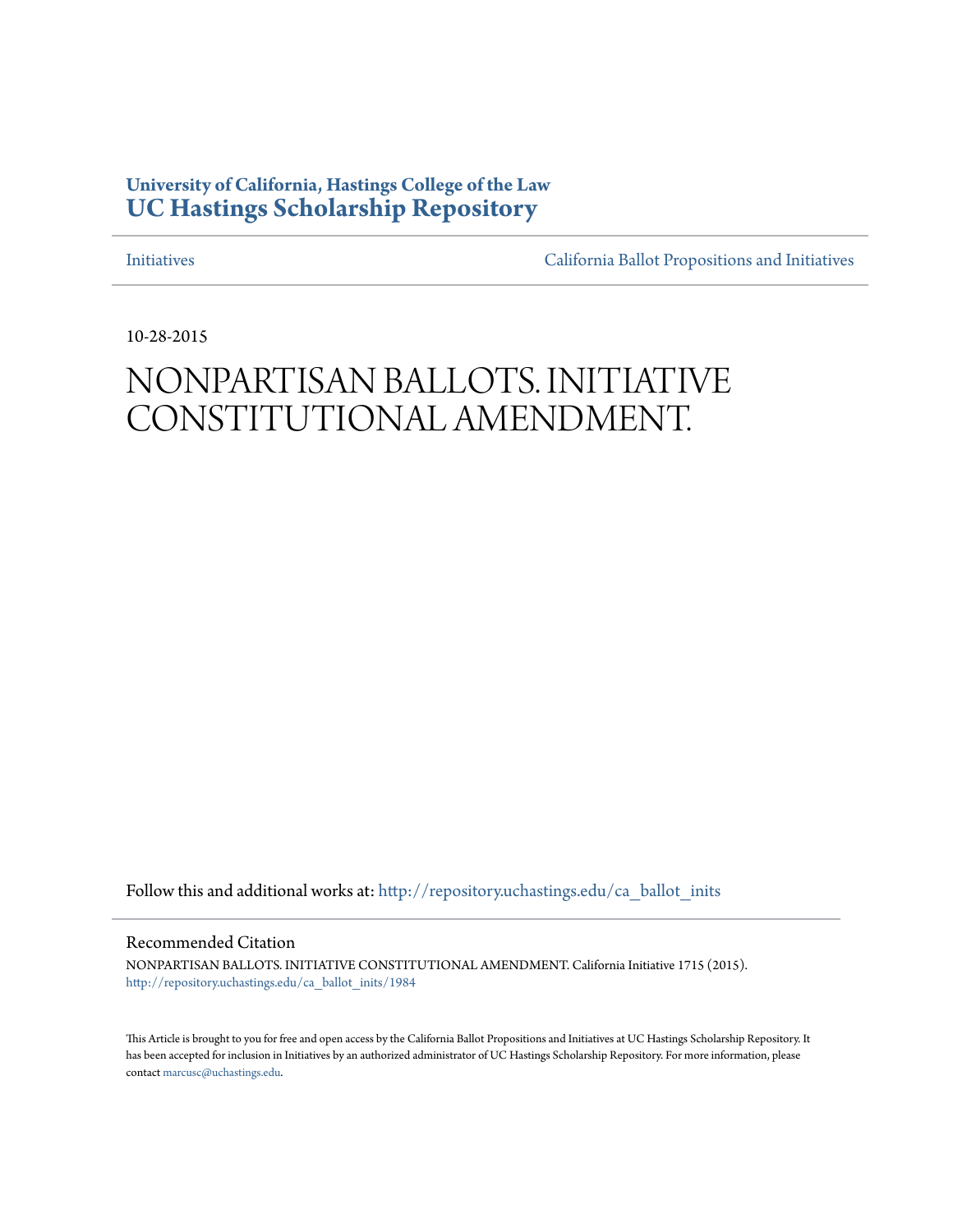**University of California, Hastings College of the Law**
**UC Hastings Scholarship Repository**

Initiatives | California Ballot Propositions and Initiatives

10-28-2015

# NONPARTISAN BALLOTS. INITIATIVE CONSTITUTIONAL AMENDMENT.

Follow this and additional works at: http://repository.uchastings.edu/ca_ballot_inits

## Recommended Citation

NONPARTISAN BALLOTS. INITIATIVE CONSTITUTIONAL AMENDMENT. California Initiative 1715 (2015).
http://repository.uchastings.edu/ca_ballot_inits/1984

This Article is brought to you for free and open access by the California Ballot Propositions and Initiatives at UC Hastings Scholarship Repository. It has been accepted for inclusion in Initiatives by an authorized administrator of UC Hastings Scholarship Repository. For more information, please contact marcusc@uchastings.edu.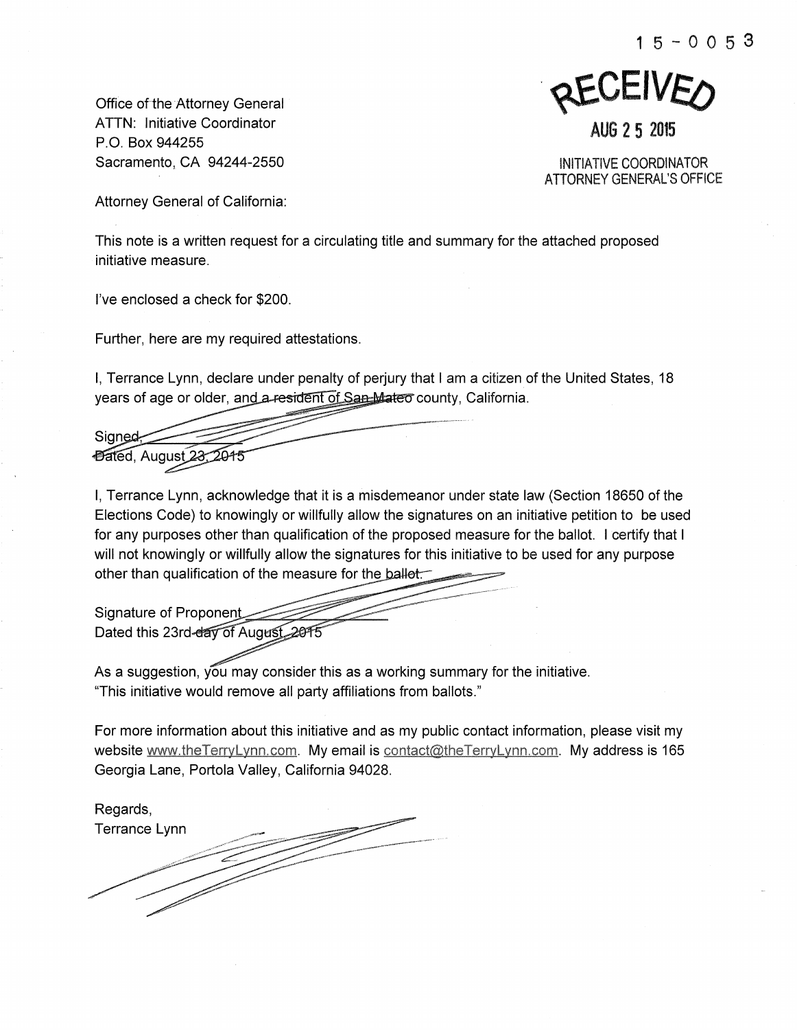15-0053

**RECEIVED**

**AUG 25 2015**

INITIATIVE COORDINATOR
ATTORNEY GENERAL'S OFFICE

Office of the Attorney General
ATTN: Initiative Coordinator
P.O. Box 944255
Sacramento, CA 94244-2550

Attorney General of California:

This note is a written request for a circulating title and summary for the attached proposed initiative measure.

I've enclosed a check for $200.

Further, here are my required attestations.

I, Terrance Lynn, declare under penalty of perjury that I am a citizen of the United States, 18 years of age or older, and a resident of San Mateo county, California.

Signed,
Dated, August 23, 2015

I, Terrance Lynn, acknowledge that it is a misdemeanor under state law (Section 18650 of the Elections Code) to knowingly or willfully allow the signatures on an initiative petition to be used for any purposes other than qualification of the proposed measure for the ballot. I certify that I will not knowingly or willfully allow the signatures for this initiative to be used for any purpose other than qualification of the measure for the ballot.

Signature of Proponent \_\_\_\_\_\_\_\_\_\_\_\_
Dated this 23rd day of August, 2015

As a suggestion, you may consider this as a working summary for the initiative.
"This initiative would remove all party affiliations from ballots."

For more information about this initiative and as my public contact information, please visit my website www.theTerryLynn.com. My email is contact@theTerryLynn.com. My address is 165 Georgia Lane, Portola Valley, California 94028.

Regards,
Terrance Lynn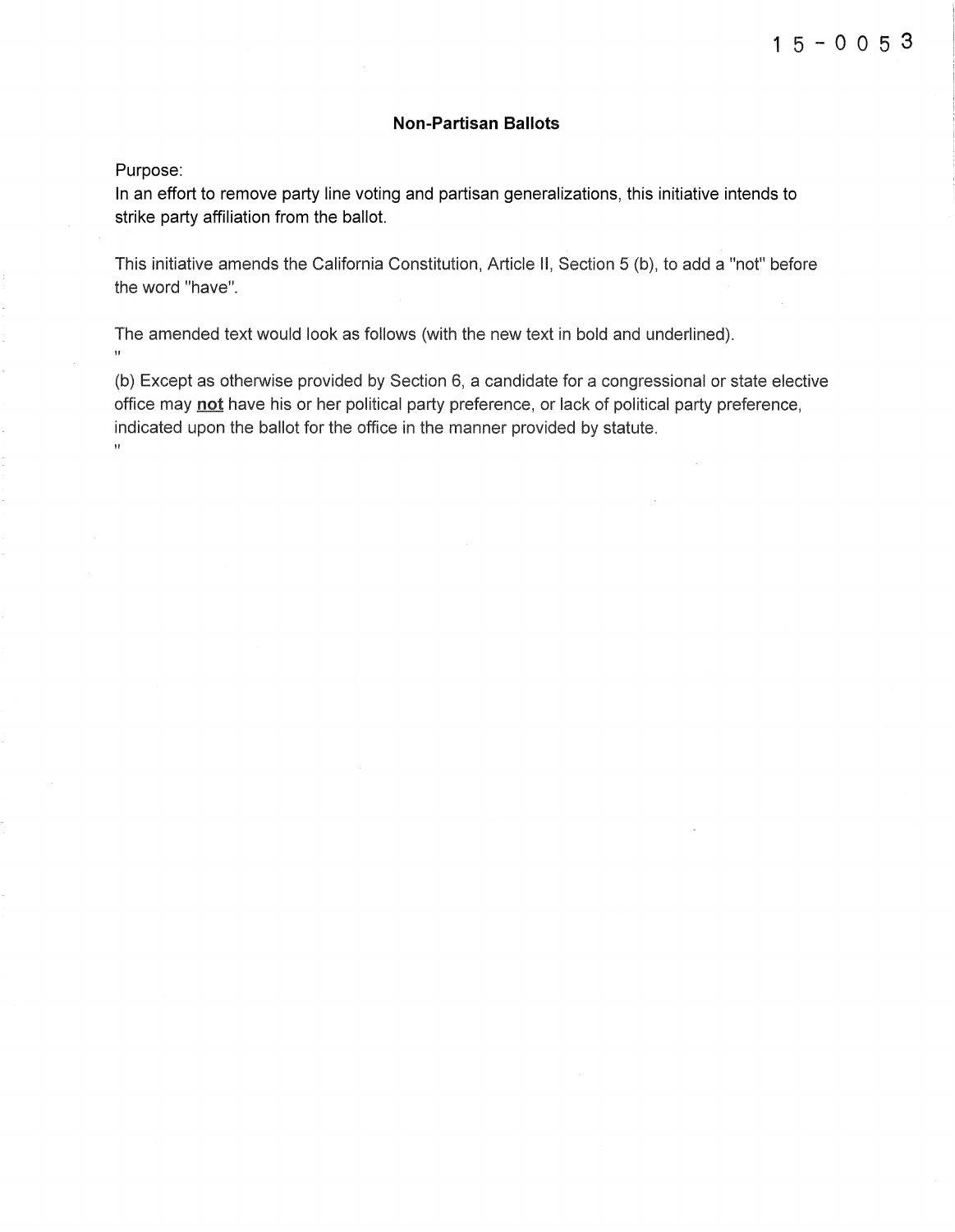15-0053

## Non-Partisan Ballots

Purpose:
In an effort to remove party line voting and partisan generalizations, this initiative intends to strike party affiliation from the ballot.

This initiative amends the California Constitution, Article II, Section 5 (b), to add a "not" before the word "have".

The amended text would look as follows (with the new text in bold and underlined).

"

(b) Except as otherwise provided by Section 6, a candidate for a congressional or state elective office may <u>**not**</u> have his or her political party preference, or lack of political party preference, indicated upon the ballot for the office in the manner provided by statute.

"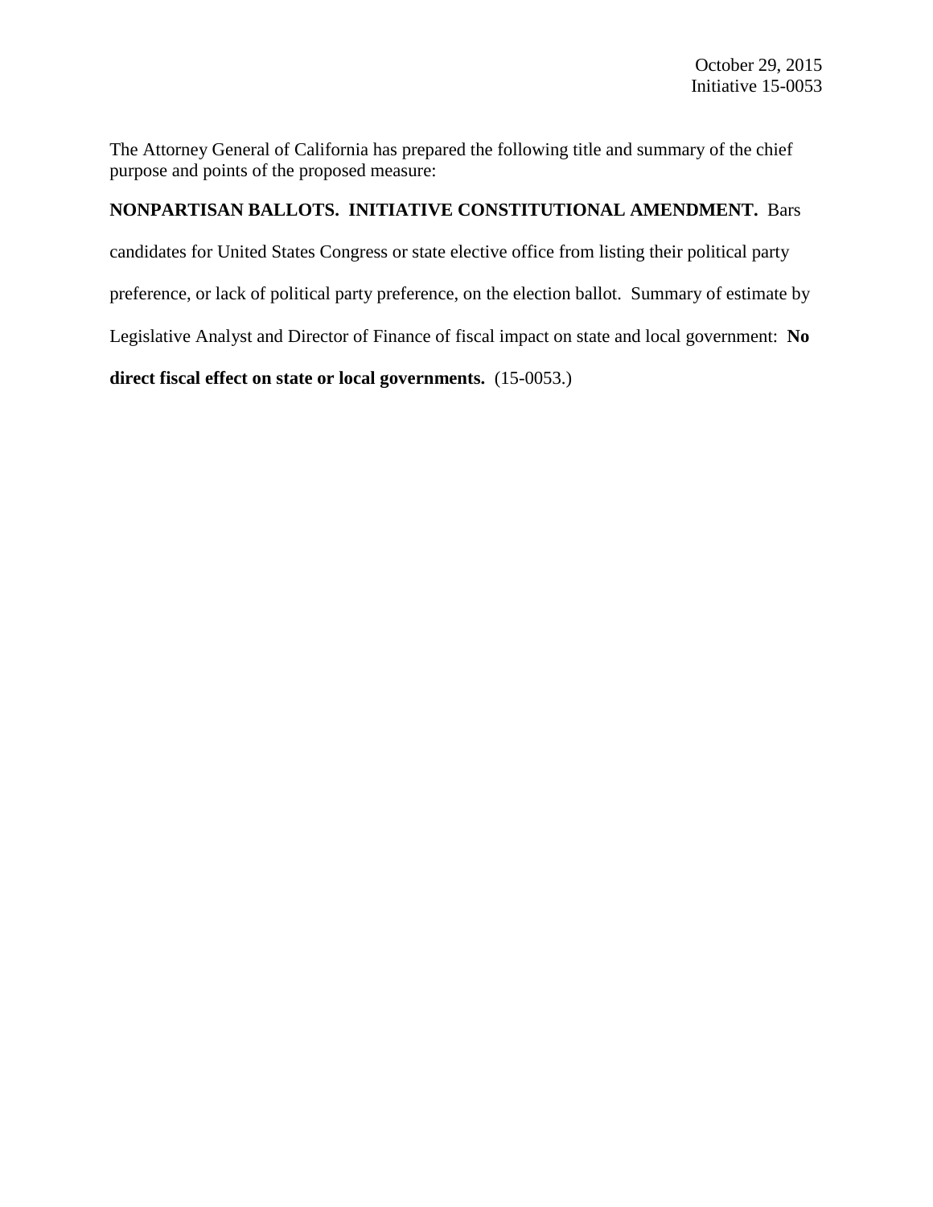October 29, 2015
Initiative 15-0053

The Attorney General of California has prepared the following title and summary of the chief purpose and points of the proposed measure:

**NONPARTISAN BALLOTS. INITIATIVE CONSTITUTIONAL AMENDMENT.** Bars candidates for United States Congress or state elective office from listing their political party preference, or lack of political party preference, on the election ballot. Summary of estimate by Legislative Analyst and Director of Finance of fiscal impact on state and local government: **No direct fiscal effect on state or local governments.** (15-0053.)